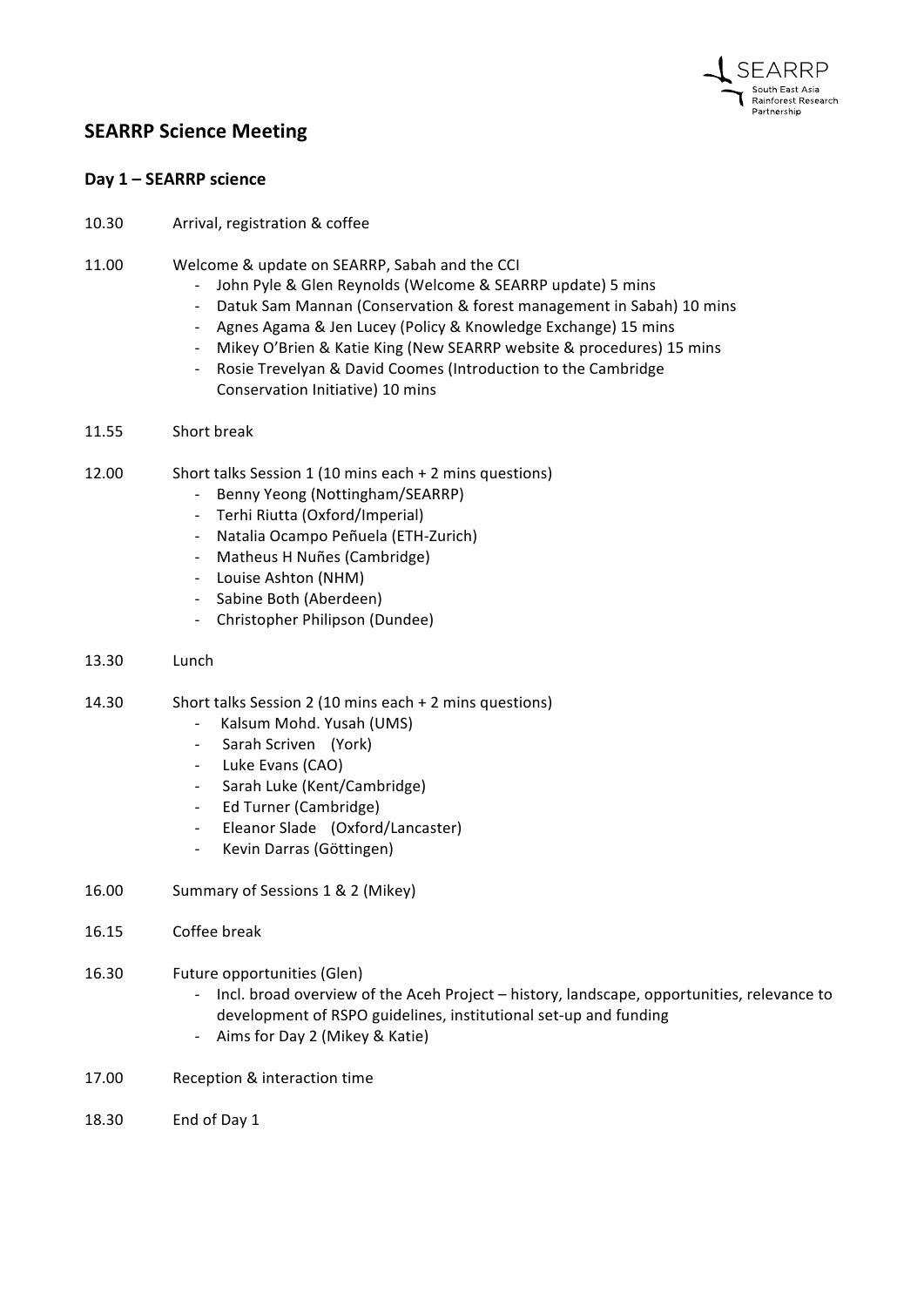SEARRP
South East Asia Rainforest Research Partnership

## SEARRP Science Meeting

### Day 1 – SEARRP science

10.30 Arrival, registration & coffee

11.00 Welcome & update on SEARRP, Sabah and the CCI
- John Pyle & Glen Reynolds (Welcome & SEARRP update) 5 mins
- Datuk Sam Mannan (Conservation & forest management in Sabah) 10 mins
- Agnes Agama & Jen Lucey (Policy & Knowledge Exchange) 15 mins
- Mikey O'Brien & Katie King (New SEARRP website & procedures) 15 mins
- Rosie Trevelyan & David Coomes (Introduction to the Cambridge Conservation Initiative) 10 mins

11.55 Short break

12.00 Short talks Session 1 (10 mins each + 2 mins questions)
- Benny Yeong (Nottingham/SEARRP)
- Terhi Riutta (Oxford/Imperial)
- Natalia Ocampo Peñuela (ETH-Zurich)
- Matheus H Nuñes (Cambridge)
- Louise Ashton (NHM)
- Sabine Both (Aberdeen)
- Christopher Philipson (Dundee)

13.30 Lunch

14.30 Short talks Session 2 (10 mins each + 2 mins questions)
- Kalsum Mohd. Yusah (UMS)
- Sarah Scriven (York)
- Luke Evans (CAO)
- Sarah Luke (Kent/Cambridge)
- Ed Turner (Cambridge)
- Eleanor Slade (Oxford/Lancaster)
- Kevin Darras (Göttingen)

16.00 Summary of Sessions 1 & 2 (Mikey)

16.15 Coffee break

16.30 Future opportunities (Glen)
- Incl. broad overview of the Aceh Project – history, landscape, opportunities, relevance to development of RSPO guidelines, institutional set-up and funding
- Aims for Day 2 (Mikey & Katie)

17.00 Reception & interaction time

18.30 End of Day 1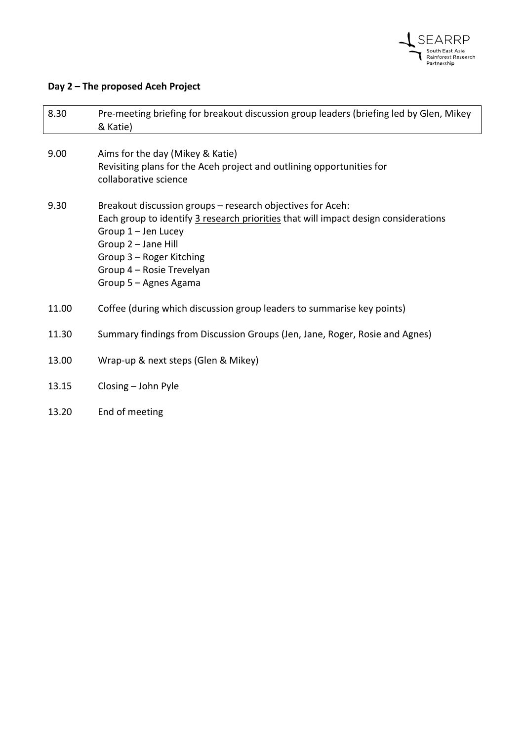**Day 2 – The proposed Aceh Project**

| | |
|---|---|
| 8.30 | Pre-meeting briefing for breakout discussion group leaders (briefing led by Glen, Mikey & Katie) |
| 9.00 | Aims for the day (Mikey & Katie)<br>Revisiting plans for the Aceh project and outlining opportunities for collaborative science |
| 9.30 | Breakout discussion groups – research objectives for Aceh:<br>Each group to identify <u>3 research priorities</u> that will impact design considerations<br>Group 1 – Jen Lucey<br>Group 2 – Jane Hill<br>Group 3 – Roger Kitching<br>Group 4 – Rosie Trevelyan<br>Group 5 – Agnes Agama |
| 11.00 | Coffee (during which discussion group leaders to summarise key points) |
| 11.30 | Summary findings from Discussion Groups (Jen, Jane, Roger, Rosie and Agnes) |
| 13.00 | Wrap-up & next steps (Glen & Mikey) |
| 13.15 | Closing – John Pyle |
| 13.20 | End of meeting |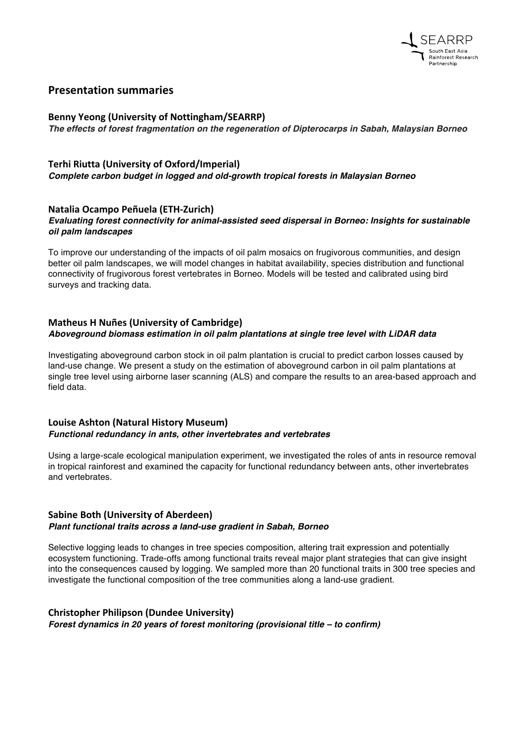## Presentation summaries

### Benny Yeong (University of Nottingham/SEARRP)

***The effects of forest fragmentation on the regeneration of Dipterocarps in Sabah, Malaysian Borneo***

### Terhi Riutta (University of Oxford/Imperial)

***Complete carbon budget in logged and old-growth tropical forests in Malaysian Borneo***

### Natalia Ocampo Peñuela (ETH-Zurich)

***Evaluating forest connectivity for animal-assisted seed dispersal in Borneo: Insights for sustainable oil palm landscapes***

To improve our understanding of the impacts of oil palm mosaics on frugivorous communities, and design better oil palm landscapes, we will model changes in habitat availability, species distribution and functional connectivity of frugivorous forest vertebrates in Borneo. Models will be tested and calibrated using bird surveys and tracking data.

### Matheus H Nuñes (University of Cambridge)

***Aboveground biomass estimation in oil palm plantations at single tree level with LiDAR data***

Investigating aboveground carbon stock in oil palm plantation is crucial to predict carbon losses caused by land-use change. We present a study on the estimation of aboveground carbon in oil palm plantations at single tree level using airborne laser scanning (ALS) and compare the results to an area-based approach and field data.

### Louise Ashton (Natural History Museum)

***Functional redundancy in ants, other invertebrates and vertebrates***

Using a large-scale ecological manipulation experiment, we investigated the roles of ants in resource removal in tropical rainforest and examined the capacity for functional redundancy between ants, other invertebrates and vertebrates.

### Sabine Both (University of Aberdeen)

***Plant functional traits across a land-use gradient in Sabah, Borneo***

Selective logging leads to changes in tree species composition, altering trait expression and potentially ecosystem functioning. Trade-offs among functional traits reveal major plant strategies that can give insight into the consequences caused by logging. We sampled more than 20 functional traits in 300 tree species and investigate the functional composition of the tree communities along a land-use gradient.

### Christopher Philipson (Dundee University)

***Forest dynamics in 20 years of forest monitoring (provisional title – to confirm)***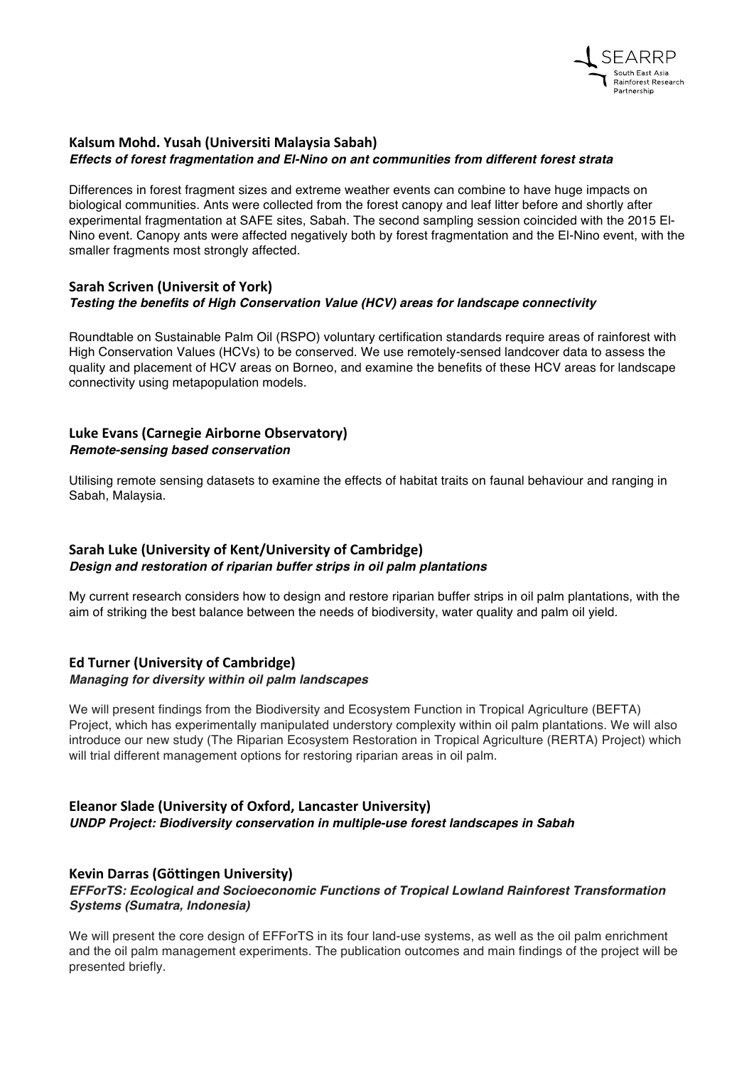### Kalsum Mohd. Yusah (Universiti Malaysia Sabah)

***Effects of forest fragmentation and El-Nino on ant communities from different forest strata***

Differences in forest fragment sizes and extreme weather events can combine to have huge impacts on biological communities. Ants were collected from the forest canopy and leaf litter before and shortly after experimental fragmentation at SAFE sites, Sabah. The second sampling session coincided with the 2015 El-Nino event. Canopy ants were affected negatively both by forest fragmentation and the El-Nino event, with the smaller fragments most strongly affected.

### Sarah Scriven (Universit of York)

***Testing the benefits of High Conservation Value (HCV) areas for landscape connectivity***

Roundtable on Sustainable Palm Oil (RSPO) voluntary certification standards require areas of rainforest with High Conservation Values (HCVs) to be conserved. We use remotely-sensed landcover data to assess the quality and placement of HCV areas on Borneo, and examine the benefits of these HCV areas for landscape connectivity using metapopulation models.

### Luke Evans (Carnegie Airborne Observatory)

***Remote-sensing based conservation***

Utilising remote sensing datasets to examine the effects of habitat traits on faunal behaviour and ranging in Sabah, Malaysia.

### Sarah Luke (University of Kent/University of Cambridge)

***Design and restoration of riparian buffer strips in oil palm plantations***

My current research considers how to design and restore riparian buffer strips in oil palm plantations, with the aim of striking the best balance between the needs of biodiversity, water quality and palm oil yield.

### Ed Turner (University of Cambridge)

***Managing for diversity within oil palm landscapes***

We will present findings from the Biodiversity and Ecosystem Function in Tropical Agriculture (BEFTA) Project, which has experimentally manipulated understory complexity within oil palm plantations. We will also introduce our new study (The Riparian Ecosystem Restoration in Tropical Agriculture (RERTA) Project) which will trial different management options for restoring riparian areas in oil palm.

### Eleanor Slade (University of Oxford, Lancaster University)

***UNDP Project: Biodiversity conservation in multiple-use forest landscapes in Sabah***

### Kevin Darras (Göttingen University)

***EFForTS: Ecological and Socioeconomic Functions of Tropical Lowland Rainforest Transformation Systems (Sumatra, Indonesia)***

We will present the core design of EFForTS in its four land-use systems, as well as the oil palm enrichment and the oil palm management experiments. The publication outcomes and main findings of the project will be presented briefly.